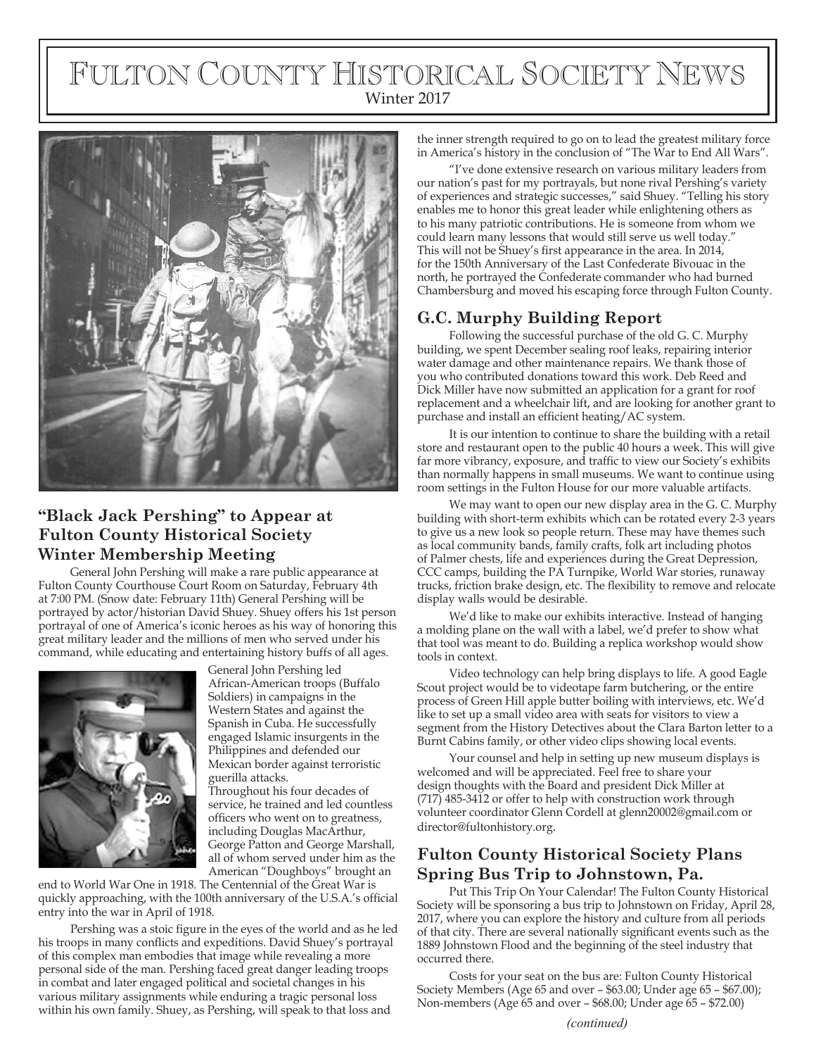# Fulton County Historical Society News

Winter 2017

## "Black Jack Pershing" to Appear at Fulton County Historical Society Winter Membership Meeting

General John Pershing will make a rare public appearance at Fulton County Courthouse Court Room on Saturday, February 4th at 7:00 PM. (Snow date: February 11th) General Pershing will be portrayed by actor/historian David Shuey. Shuey offers his 1st person portrayal of one of America's iconic heroes as his way of honoring this great military leader and the millions of men who served under his command, while educating and entertaining history buffs of all ages.

General John Pershing led African-American troops (Buffalo Soldiers) in campaigns in the Western States and against the Spanish in Cuba. He successfully engaged Islamic insurgents in the Philippines and defended our Mexican border against terroristic guerilla attacks.

Throughout his four decades of service, he trained and led countless officers who went on to greatness, including Douglas MacArthur, George Patton and George Marshall, all of whom served under him as the American "Doughboys" brought an end to World War One in 1918. The Centennial of the Great War is quickly approaching, with the 100th anniversary of the U.S.A.'s official entry into the war in April of 1918.

Pershing was a stoic figure in the eyes of the world and as he led his troops in many conflicts and expeditions. David Shuey's portrayal of this complex man embodies that image while revealing a more personal side of the man. Pershing faced great danger leading troops in combat and later engaged political and societal changes in his various military assignments while enduring a tragic personal loss within his own family. Shuey, as Pershing, will speak to that loss and the inner strength required to go on to lead the greatest military force in America's history in the conclusion of "The War to End All Wars".

"I've done extensive research on various military leaders from our nation's past for my portrayals, but none rival Pershing's variety of experiences and strategic successes," said Shuey. "Telling his story enables me to honor this great leader while enlightening others as to his many patriotic contributions. He is someone from whom we could learn many lessons that would still serve us well today." This will not be Shuey's first appearance in the area. In 2014, for the 150th Anniversary of the Last Confederate Bivouac in the north, he portrayed the Confederate commander who had burned Chambersburg and moved his escaping force through Fulton County.

## G.C. Murphy Building Report

Following the successful purchase of the old G. C. Murphy building, we spent December sealing roof leaks, repairing interior water damage and other maintenance repairs. We thank those of you who contributed donations toward this work. Deb Reed and Dick Miller have now submitted an application for a grant for roof replacement and a wheelchair lift, and are looking for another grant to purchase and install an efficient heating/AC system.

It is our intention to continue to share the building with a retail store and restaurant open to the public 40 hours a week. This will give far more vibrancy, exposure, and traffic to view our Society's exhibits than normally happens in small museums. We want to continue using room settings in the Fulton House for our more valuable artifacts.

We may want to open our new display area in the G. C. Murphy building with short-term exhibits which can be rotated every 2-3 years to give us a new look so people return. These may have themes such as local community bands, family crafts, folk art including photos of Palmer chests, life and experiences during the Great Depression, CCC camps, building the PA Turnpike, World War stories, runaway trucks, friction brake design, etc. The flexibility to remove and relocate display walls would be desirable.

We'd like to make our exhibits interactive. Instead of hanging a molding plane on the wall with a label, we'd prefer to show what that tool was meant to do. Building a replica workshop would show tools in context.

Video technology can help bring displays to life. A good Eagle Scout project would be to videotape farm butchering, or the entire process of Green Hill apple butter boiling with interviews, etc. We'd like to set up a small video area with seats for visitors to view a segment from the History Detectives about the Clara Barton letter to a Burnt Cabins family, or other video clips showing local events.

Your counsel and help in setting up new museum displays is welcomed and will be appreciated. Feel free to share your design thoughts with the Board and president Dick Miller at (717) 485-3412 or offer to help with construction work through volunteer coordinator Glenn Cordell at glenn20002@gmail.com or director@fultonhistory.org.

## Fulton County Historical Society Plans Spring Bus Trip to Johnstown, Pa.

Put This Trip On Your Calendar! The Fulton County Historical Society will be sponsoring a bus trip to Johnstown on Friday, April 28, 2017, where you can explore the history and culture from all periods of that city. There are several nationally significant events such as the 1889 Johnstown Flood and the beginning of the steel industry that occurred there.

Costs for your seat on the bus are: Fulton County Historical Society Members (Age 65 and over – $63.00; Under age 65 – $67.00); Non-members (Age 65 and over – $68.00; Under age 65 – $72.00)

*(continued)*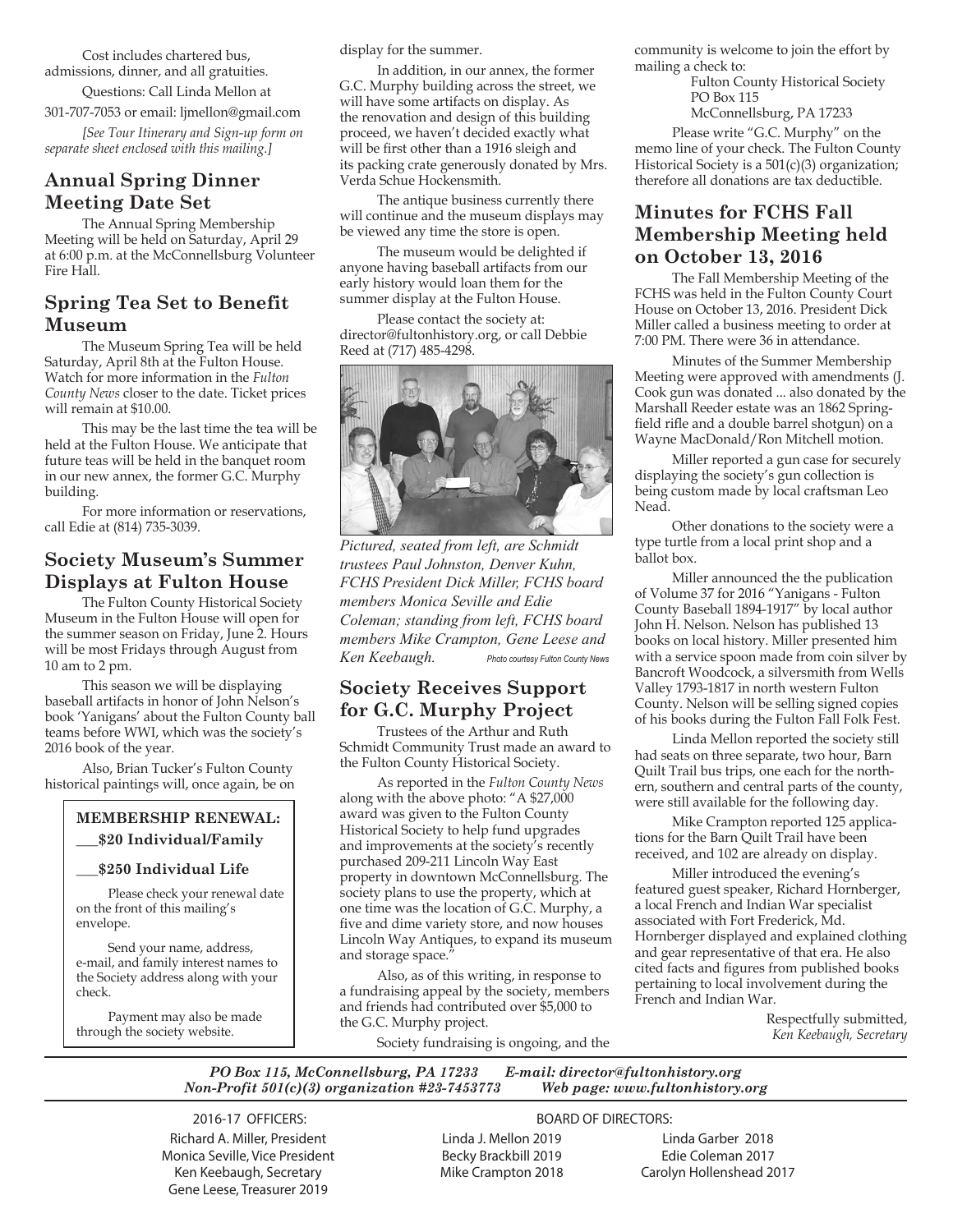Cost includes chartered bus, admissions, dinner, and all gratuities.

Questions: Call Linda Mellon at 301-707-7053 or email: ljmellon@gmail.com

*[See Tour Itinerary and Sign-up form on separate sheet enclosed with this mailing.]*

## Annual Spring Dinner Meeting Date Set

The Annual Spring Membership Meeting will be held on Saturday, April 29 at 6:00 p.m. at the McConnellsburg Volunteer Fire Hall.

## Spring Tea Set to Benefit Museum

The Museum Spring Tea will be held Saturday, April 8th at the Fulton House. Watch for more information in the *Fulton County News* closer to the date. Ticket prices will remain at $10.00.

This may be the last time the tea will be held at the Fulton House. We anticipate that future teas will be held in the banquet room in our new annex, the former G.C. Murphy building.

For more information or reservations, call Edie at (814) 735-3039.

## Society Museum's Summer Displays at Fulton House

The Fulton County Historical Society Museum in the Fulton House will open for the summer season on Friday, June 2. Hours will be most Fridays through August from 10 am to 2 pm.

This season we will be displaying baseball artifacts in honor of John Nelson's book 'Yanigans' about the Fulton County ball teams before WWI, which was the society's 2016 book of the year.

Also, Brian Tucker's Fulton County historical paintings will, once again, be on display for the summer.

In addition, in our annex, the former G.C. Murphy building across the street, we will have some artifacts on display. As the renovation and design of this building proceed, we haven't decided exactly what will be first other than a 1916 sleigh and its packing crate generously donated by Mrs. Verda Schue Hockensmith.

The antique business currently there will continue and the museum displays may be viewed any time the store is open.

The museum would be delighted if anyone having baseball artifacts from our early history would loan them for the summer display at the Fulton House.

Please contact the society at: director@fultonhistory.org, or call Debbie Reed at (717) 485-4298.

**MEMBERSHIP RENEWAL:**

**___$20 Individual/Family**

**___$250 Individual Life**

Please check your renewal date on the front of this mailing's envelope.

Send your name, address, e-mail, and family interest names to the Society address along with your check.

Payment may also be made through the society website.

*Pictured, seated from left, are Schmidt trustees Paul Johnston, Denver Kuhn, FCHS President Dick Miller, FCHS board members Monica Seville and Edie Coleman; standing from left, FCHS board members Mike Crampton, Gene Leese and Ken Keebaugh.* *Photo courtesy Fulton County News*

## Society Receives Support for G.C. Murphy Project

Trustees of the Arthur and Ruth Schmidt Community Trust made an award to the Fulton County Historical Society.

As reported in the *Fulton County News* along with the above photo: "A $27,000 award was given to the Fulton County Historical Society to help fund upgrades and improvements at the society's recently purchased 209-211 Lincoln Way East property in downtown McConnellsburg. The society plans to use the property, which at one time was the location of G.C. Murphy, a five and dime variety store, and now houses Lincoln Way Antiques, to expand its museum and storage space."

Also, as of this writing, in response to a fundraising appeal by the society, members and friends had contributed over $5,000 to the G.C. Murphy project.

Society fundraising is ongoing, and the community is welcome to join the effort by mailing a check to:

Fulton County Historical Society
PO Box 115
McConnellsburg, PA 17233

Please write "G.C. Murphy" on the memo line of your check. The Fulton County Historical Society is a 501(c)(3) organization; therefore all donations are tax deductible.

## Minutes for FCHS Fall Membership Meeting held on October 13, 2016

The Fall Membership Meeting of the FCHS was held in the Fulton County Court House on October 13, 2016. President Dick Miller called a business meeting to order at 7:00 PM. There were 36 in attendance.

Minutes of the Summer Membership Meeting were approved with amendments (J. Cook gun was donated ... also donated by the Marshall Reeder estate was an 1862 Springfield rifle and a double barrel shotgun) on a Wayne MacDonald/Ron Mitchell motion.

Miller reported a gun case for securely displaying the society's gun collection is being custom made by local craftsman Leo Nead.

Other donations to the society were a type turtle from a local print shop and a ballot box.

Miller announced the the publication of Volume 37 for 2016 "Yanigans - Fulton County Baseball 1894-1917" by local author John H. Nelson. Nelson has published 13 books on local history. Miller presented him with a service spoon made from coin silver by Bancroft Woodcock, a silversmith from Wells Valley 1793-1817 in north western Fulton County. Nelson will be selling signed copies of his books during the Fulton Fall Folk Fest.

Linda Mellon reported the society still had seats on three separate, two hour, Barn Quilt Trail bus trips, one each for the northern, southern and central parts of the county, were still available for the following day.

Mike Crampton reported 125 applications for the Barn Quilt Trail have been received, and 102 are already on display.

Miller introduced the evening's featured guest speaker, Richard Hornberger, a local French and Indian War specialist associated with Fort Frederick, Md. Hornberger displayed and explained clothing and gear representative of that era. He also cited facts and figures from published books pertaining to local involvement during the French and Indian War.

Respectfully submitted,
*Ken Keebaugh, Secretary*

***PO Box 115, McConnellsburg, PA 17233 — E-mail: director@fultonhistory.org***
***Non-Profit 501(c)(3) organization #23-7453773 — Web page: www.fultonhistory.org***

2016-17 OFFICERS:

Richard A. Miller, President
Monica Seville, Vice President
Ken Keebaugh, Secretary
Gene Leese, Treasurer 2019

BOARD OF DIRECTORS:

Linda J. Mellon 2019
Becky Brackbill 2019
Mike Crampton 2018
Linda Garber 2018
Edie Coleman 2017
Carolyn Hollenshead 2017